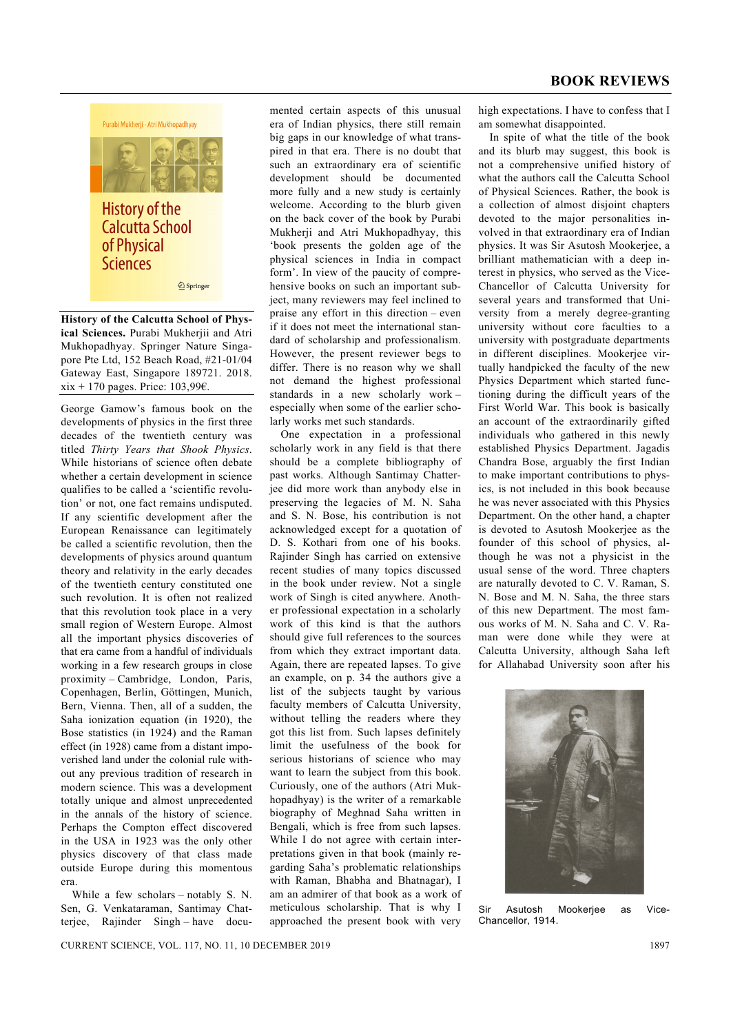# BOOK REVIEWS

**History of the Calcutta School of Physical Sciences.** Purabi Mukherji and Atri Mukhopadhyay. Springer Nature Singapore Pte Ltd, 152 Beach Road, #21-01/04 Gateway East, Singapore 189721. 2018. xix + 170 pages. Price: 103,99€.

George Gamow's famous book on the developments of physics in the first three decades of the twentieth century was titled *Thirty Years that Shook Physics*. While historians of science often debate whether a certain development in science qualifies to be called a 'scientific revolution' or not, one fact remains undisputed. If any scientific development after the European Renaissance can legitimately be called a scientific revolution, then the developments of physics around quantum theory and relativity in the early decades of the twentieth century constituted one such revolution. It is often not realized that this revolution took place in a very small region of Western Europe. Almost all the important physics discoveries of that era came from a handful of individuals working in a few research groups in close proximity – Cambridge, London, Paris, Copenhagen, Berlin, Göttingen, Munich, Bern, Vienna. Then, all of a sudden, the Saha ionization equation (in 1920), the Bose statistics (in 1924) and the Raman effect (in 1928) came from a distant impoverished land under the colonial rule without any previous tradition of research in modern science. This was a development totally unique and almost unprecedented in the annals of the history of science. Perhaps the Compton effect discovered in the USA in 1923 was the only other physics discovery of that class made outside Europe during this momentous era.

While a few scholars – notably S. N. Sen, G. Venkataraman, Santimay Chatterjee, Rajinder Singh – have documented certain aspects of this unusual era of Indian physics, there still remain big gaps in our knowledge of what transpired in that era. There is no doubt that such an extraordinary era of scientific development should be documented more fully and a new study is certainly welcome. According to the blurb given on the back cover of the book by Purabi Mukherji and Atri Mukhopadhyay, this 'book presents the golden age of the physical sciences in India in compact form'. In view of the paucity of comprehensive books on such an important subject, many reviewers may feel inclined to praise any effort in this direction – even if it does not meet the international standard of scholarship and professionalism. However, the present reviewer begs to differ. There is no reason why we shall not demand the highest professional standards in a new scholarly work – especially when some of the earlier scholarly works met such standards.

One expectation in a professional scholarly work in any field is that there should be a complete bibliography of past works. Although Santimay Chatterjee did more work than anybody else in preserving the legacies of M. N. Saha and S. N. Bose, his contribution is not acknowledged except for a quotation of D. S. Kothari from one of his books. Rajinder Singh has carried on extensive recent studies of many topics discussed in the book under review. Not a single work of Singh is cited anywhere. Another professional expectation in a scholarly work of this kind is that the authors should give full references to the sources from which they extract important data. Again, there are repeated lapses. To give an example, on p. 34 the authors give a list of the subjects taught by various faculty members of Calcutta University, without telling the readers where they got this list from. Such lapses definitely limit the usefulness of the book for serious historians of science who may want to learn the subject from this book. Curiously, one of the authors (Atri Mukhopadhyay) is the writer of a remarkable biography of Meghnad Saha written in Bengali, which is free from such lapses. While I do not agree with certain interpretations given in that book (mainly regarding Saha's problematic relationships with Raman, Bhabha and Bhatnagar), I am an admirer of that book as a work of meticulous scholarship. That is why I approached the present book with very high expectations. I have to confess that I am somewhat disappointed.

In spite of what the title of the book and its blurb may suggest, this book is not a comprehensive unified history of what the authors call the Calcutta School of Physical Sciences. Rather, the book is a collection of almost disjoint chapters devoted to the major personalities involved in that extraordinary era of Indian physics. It was Sir Asutosh Mookerjee, a brilliant mathematician with a deep interest in physics, who served as the Vice-Chancellor of Calcutta University for several years and transformed that University from a merely degree-granting university without core faculties to a university with postgraduate departments in different disciplines. Mookerjee virtually handpicked the faculty of the new Physics Department which started functioning during the difficult years of the First World War. This book is basically an account of the extraordinarily gifted individuals who gathered in this newly established Physics Department. Jagadis Chandra Bose, arguably the first Indian to make important contributions to physics, is not included in this book because he was never associated with this Physics Department. On the other hand, a chapter is devoted to Asutosh Mookerjee as the founder of this school of physics, although he was not a physicist in the usual sense of the word. Three chapters are naturally devoted to C. V. Raman, S. N. Bose and M. N. Saha, the three stars of this new Department. The most famous works of M. N. Saha and C. V. Raman were done while they were at Calcutta University, although Saha left for Allahabad University soon after his

Sir Asutosh Mookerjee as Vice-Chancellor, 1914.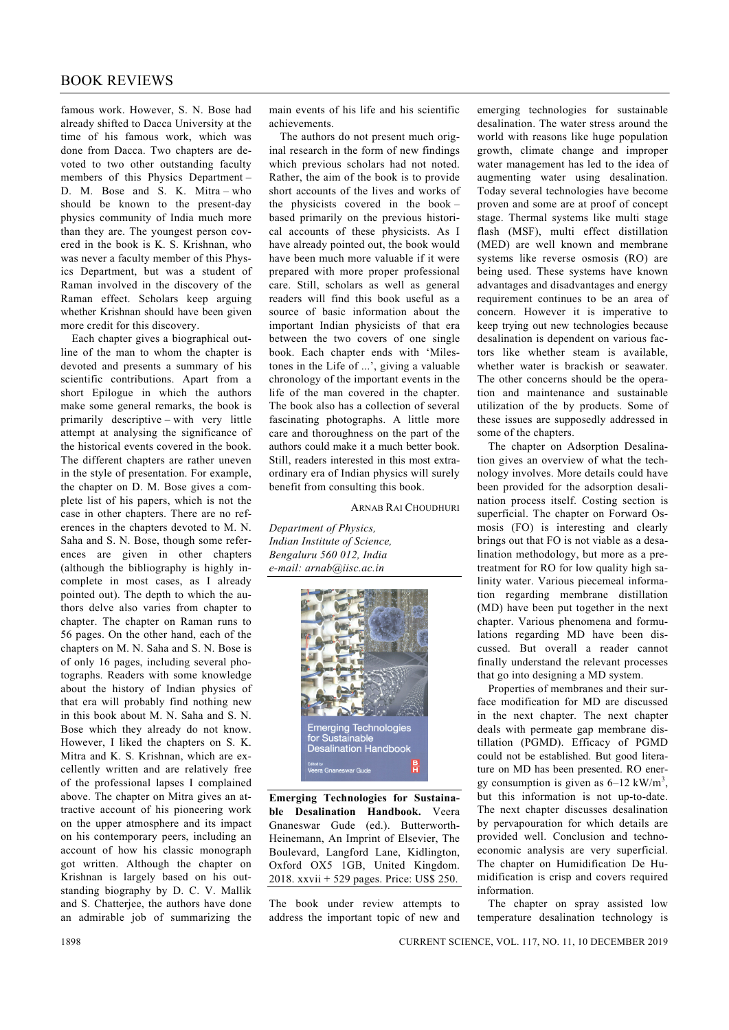famous work. However, S. N. Bose had already shifted to Dacca University at the time of his famous work, which was done from Dacca. Two chapters are devoted to two other outstanding faculty members of this Physics Department – D. M. Bose and S. K. Mitra – who should be known to the present-day physics community of India much more than they are. The youngest person covered in the book is K. S. Krishnan, who was never a faculty member of this Physics Department, but was a student of Raman involved in the discovery of the Raman effect. Scholars keep arguing whether Krishnan should have been given more credit for this discovery.

Each chapter gives a biographical outline of the man to whom the chapter is devoted and presents a summary of his scientific contributions. Apart from a short Epilogue in which the authors make some general remarks, the book is primarily descriptive – with very little attempt at analysing the significance of the historical events covered in the book. The different chapters are rather uneven in the style of presentation. For example, the chapter on D. M. Bose gives a complete list of his papers, which is not the case in other chapters. There are no references in the chapters devoted to M. N. Saha and S. N. Bose, though some references are given in other chapters (although the bibliography is highly incomplete in most cases, as I already pointed out). The depth to which the authors delve also varies from chapter to chapter. The chapter on Raman runs to 56 pages. On the other hand, each of the chapters on M. N. Saha and S. N. Bose is of only 16 pages, including several photographs. Readers with some knowledge about the history of Indian physics of that era will probably find nothing new in this book about M. N. Saha and S. N. Bose which they already do not know. However, I liked the chapters on S. K. Mitra and K. S. Krishnan, which are excellently written and are relatively free of the professional lapses I complained above. The chapter on Mitra gives an attractive account of his pioneering work on the upper atmosphere and its impact on his contemporary peers, including an account of how his classic monograph got written. Although the chapter on Krishnan is largely based on his outstanding biography by D. C. V. Mallik and S. Chatterjee, the authors have done an admirable job of summarizing the main events of his life and his scientific achievements.

The authors do not present much original research in the form of new findings which previous scholars had not noted. Rather, the aim of the book is to provide short accounts of the lives and works of the physicists covered in the book – based primarily on the previous historical accounts of these physicists. As I have already pointed out, the book would have been much more valuable if it were prepared with more proper professional care. Still, scholars as well as general readers will find this book useful as a source of basic information about the important Indian physicists of that era between the two covers of one single book. Each chapter ends with 'Milestones in the Life of ...', giving a valuable chronology of the important events in the life of the man covered in the chapter. The book also has a collection of several fascinating photographs. A little more care and thoroughness on the part of the authors could make it a much better book. Still, readers interested in this most extraordinary era of Indian physics will surely benefit from consulting this book.

ARNAB RAI CHOUDHURI

*Department of Physics,*
*Indian Institute of Science,*
*Bengaluru 560 012, India*
*e-mail: arnab@iisc.ac.in*

**Emerging Technologies for Sustainable Desalination Handbook.** Veera Gnaneswar Gude (ed.). Butterworth-Heinemann, An Imprint of Elsevier, The Boulevard, Langford Lane, Kidlington, Oxford OX5 1GB, United Kingdom. 2018. xxvii + 529 pages. Price: US$ 250.

The book under review attempts to address the important topic of new and emerging technologies for sustainable desalination. The water stress around the world with reasons like huge population growth, climate change and improper water management has led to the idea of augmenting water using desalination. Today several technologies have become proven and some are at proof of concept stage. Thermal systems like multi stage flash (MSF), multi effect distillation (MED) are well known and membrane systems like reverse osmosis (RO) are being used. These systems have known advantages and disadvantages and energy requirement continues to be an area of concern. However it is imperative to keep trying out new technologies because desalination is dependent on various factors like whether steam is available, whether water is brackish or seawater. The other concerns should be the operation and maintenance and sustainable utilization of the by products. Some of these issues are supposedly addressed in some of the chapters.

The chapter on Adsorption Desalination gives an overview of what the technology involves. More details could have been provided for the adsorption desalination process itself. Costing section is superficial. The chapter on Forward Osmosis (FO) is interesting and clearly brings out that FO is not viable as a desalination methodology, but more as a pretreatment for RO for low quality high salinity water. Various piecemeal information regarding membrane distillation (MD) have been put together in the next chapter. Various phenomena and formulations regarding MD have been discussed. But overall a reader cannot finally understand the relevant processes that go into designing a MD system.

Properties of membranes and their surface modification for MD are discussed in the next chapter. The next chapter deals with permeate gap membrane distillation (PGMD). Efficacy of PGMD could not be established. But good literature on MD has been presented. RO energy consumption is given as 6–12 kW/m$^3$, but this information is not up-to-date. The next chapter discusses desalination by pervapouration for which details are provided well. Conclusion and techno-economic analysis are very superficial. The chapter on Humidification De Humidification is crisp and covers required information.

The chapter on spray assisted low temperature desalination technology is